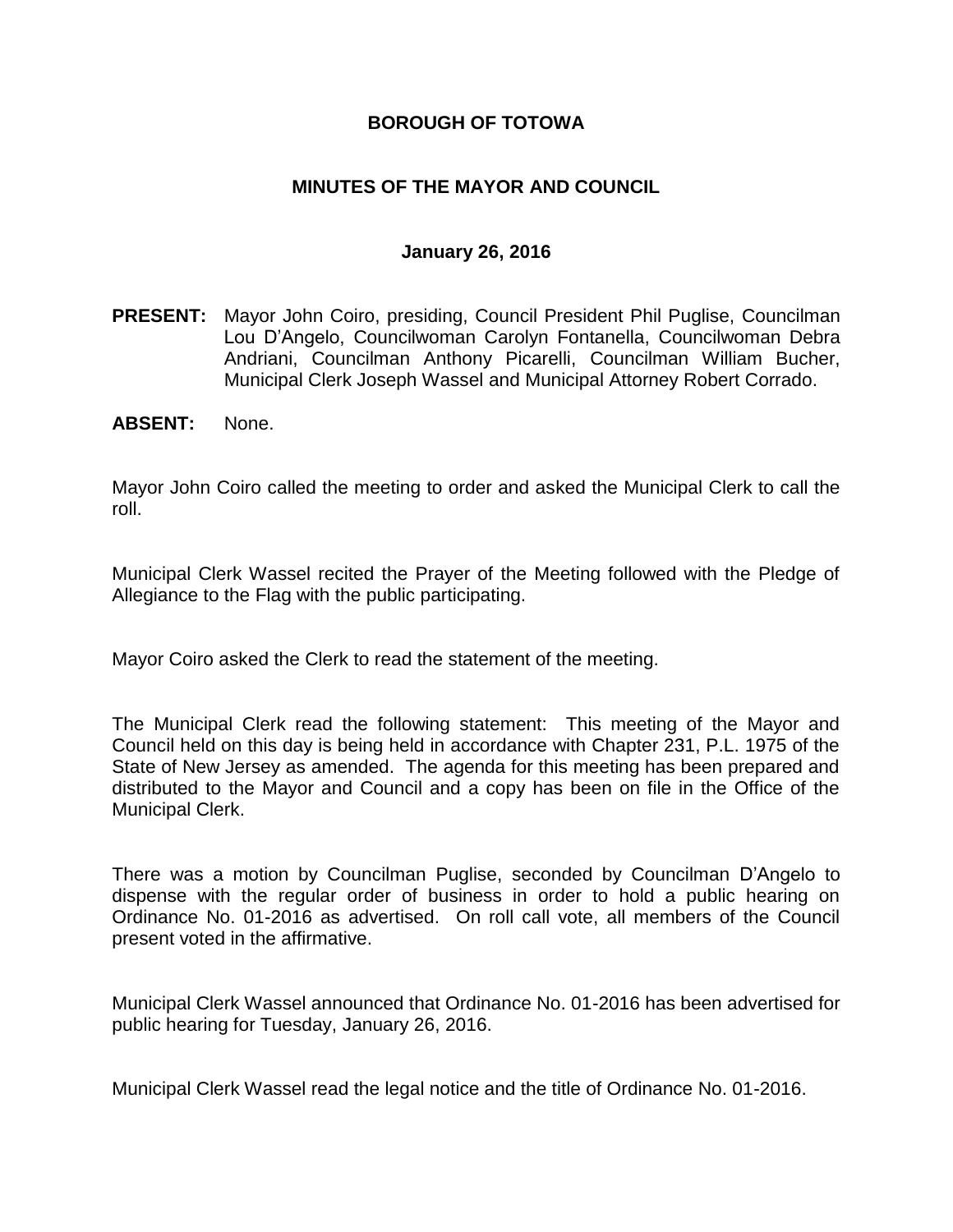# BOROUGH OF TOTOWA

## MINUTES OF THE MAYOR AND COUNCIL

### January 26, 2016

**PRESENT:** Mayor John Coiro, presiding, Council President Phil Puglise, Councilman Lou D'Angelo, Councilwoman Carolyn Fontanella, Councilwoman Debra Andriani, Councilman Anthony Picarelli, Councilman William Bucher, Municipal Clerk Joseph Wassel and Municipal Attorney Robert Corrado.

**ABSENT:** None.

Mayor John Coiro called the meeting to order and asked the Municipal Clerk to call the roll.

Municipal Clerk Wassel recited the Prayer of the Meeting followed with the Pledge of Allegiance to the Flag with the public participating.

Mayor Coiro asked the Clerk to read the statement of the meeting.

The Municipal Clerk read the following statement: This meeting of the Mayor and Council held on this day is being held in accordance with Chapter 231, P.L. 1975 of the State of New Jersey as amended. The agenda for this meeting has been prepared and distributed to the Mayor and Council and a copy has been on file in the Office of the Municipal Clerk.

There was a motion by Councilman Puglise, seconded by Councilman D'Angelo to dispense with the regular order of business in order to hold a public hearing on Ordinance No. 01-2016 as advertised. On roll call vote, all members of the Council present voted in the affirmative.

Municipal Clerk Wassel announced that Ordinance No. 01-2016 has been advertised for public hearing for Tuesday, January 26, 2016.

Municipal Clerk Wassel read the legal notice and the title of Ordinance No. 01-2016.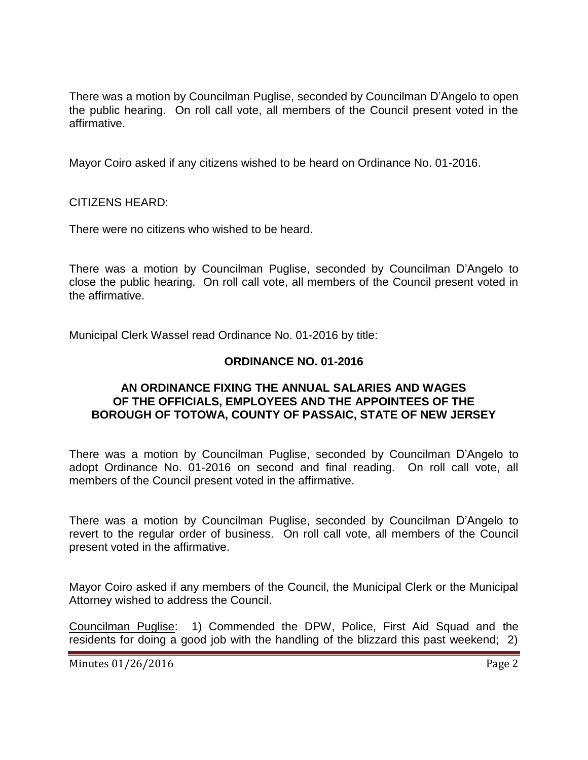There was a motion by Councilman Puglise, seconded by Councilman D'Angelo to open the public hearing. On roll call vote, all members of the Council present voted in the affirmative.

Mayor Coiro asked if any citizens wished to be heard on Ordinance No. 01-2016.

CITIZENS HEARD:

There were no citizens who wished to be heard.

There was a motion by Councilman Puglise, seconded by Councilman D'Angelo to close the public hearing. On roll call vote, all members of the Council present voted in the affirmative.

Municipal Clerk Wassel read Ordinance No. 01-2016 by title:

**ORDINANCE NO. 01-2016**

**AN ORDINANCE FIXING THE ANNUAL SALARIES AND WAGES OF THE OFFICIALS, EMPLOYEES AND THE APPOINTEES OF THE BOROUGH OF TOTOWA, COUNTY OF PASSAIC, STATE OF NEW JERSEY**

There was a motion by Councilman Puglise, seconded by Councilman D'Angelo to adopt Ordinance No. 01-2016 on second and final reading. On roll call vote, all members of the Council present voted in the affirmative.

There was a motion by Councilman Puglise, seconded by Councilman D'Angelo to revert to the regular order of business. On roll call vote, all members of the Council present voted in the affirmative.

Mayor Coiro asked if any members of the Council, the Municipal Clerk or the Municipal Attorney wished to address the Council.

Councilman Puglise: 1) Commended the DPW, Police, First Aid Squad and the residents for doing a good job with the handling of the blizzard this past weekend; 2)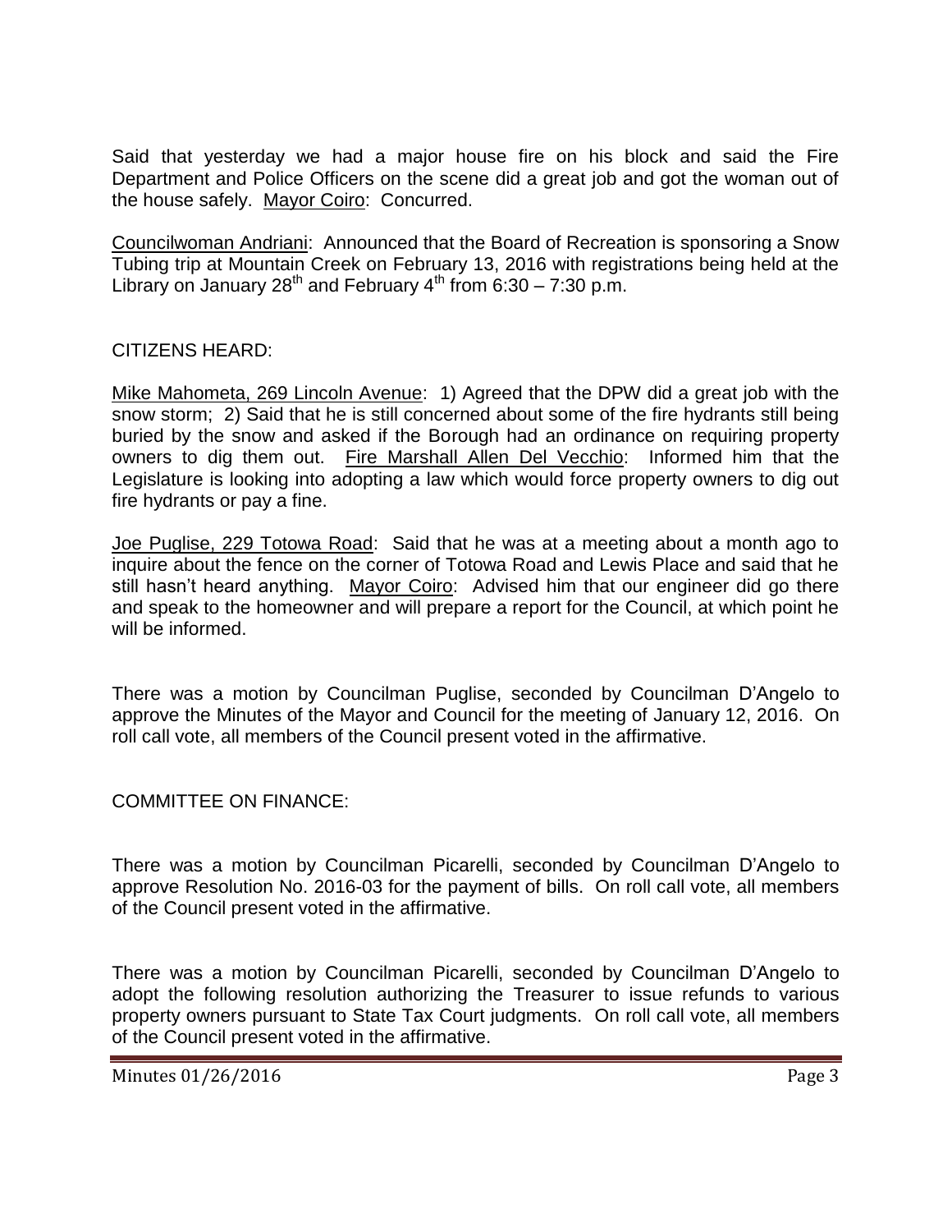Said that yesterday we had a major house fire on his block and said the Fire Department and Police Officers on the scene did a great job and got the woman out of the house safely. Mayor Coiro: Concurred.

Councilwoman Andriani: Announced that the Board of Recreation is sponsoring a Snow Tubing trip at Mountain Creek on February 13, 2016 with registrations being held at the Library on January 28th and February 4th from 6:30 – 7:30 p.m.

CITIZENS HEARD:

Mike Mahometa, 269 Lincoln Avenue: 1) Agreed that the DPW did a great job with the snow storm; 2) Said that he is still concerned about some of the fire hydrants still being buried by the snow and asked if the Borough had an ordinance on requiring property owners to dig them out. Fire Marshall Allen Del Vecchio: Informed him that the Legislature is looking into adopting a law which would force property owners to dig out fire hydrants or pay a fine.

Joe Puglise, 229 Totowa Road: Said that he was at a meeting about a month ago to inquire about the fence on the corner of Totowa Road and Lewis Place and said that he still hasn't heard anything. Mayor Coiro: Advised him that our engineer did go there and speak to the homeowner and will prepare a report for the Council, at which point he will be informed.

There was a motion by Councilman Puglise, seconded by Councilman D'Angelo to approve the Minutes of the Mayor and Council for the meeting of January 12, 2016. On roll call vote, all members of the Council present voted in the affirmative.

COMMITTEE ON FINANCE:

There was a motion by Councilman Picarelli, seconded by Councilman D'Angelo to approve Resolution No. 2016-03 for the payment of bills. On roll call vote, all members of the Council present voted in the affirmative.

There was a motion by Councilman Picarelli, seconded by Councilman D'Angelo to adopt the following resolution authorizing the Treasurer to issue refunds to various property owners pursuant to State Tax Court judgments. On roll call vote, all members of the Council present voted in the affirmative.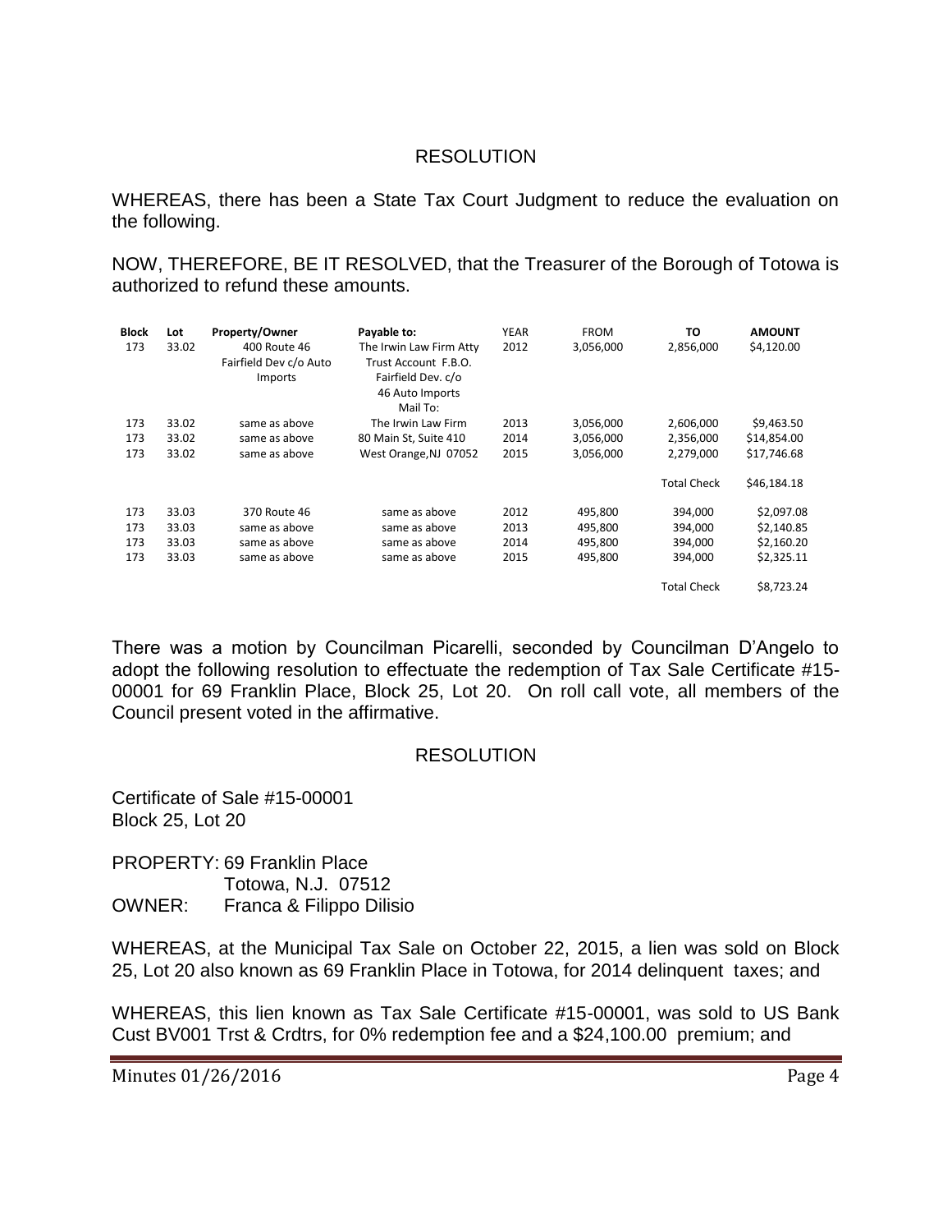## RESOLUTION

WHEREAS, there has been a State Tax Court Judgment to reduce the evaluation on the following.

NOW, THEREFORE, BE IT RESOLVED, that the Treasurer of the Borough of Totowa is authorized to refund these amounts.

| Block | Lot | Property/Owner | Payable to: | YEAR | FROM | TO | AMOUNT |
|---|---|---|---|---|---|---|---|
| 173 | 33.02 | 400 Route 46 Fairfield Dev c/o Auto Imports | The Irwin Law Firm Atty Trust Account F.B.O. Fairfield Dev. c/o 46 Auto Imports Mail To: | 2012 | 3,056,000 | 2,856,000 | $4,120.00 |
| 173 | 33.02 | same as above | The Irwin Law Firm | 2013 | 3,056,000 | 2,606,000 | $9,463.50 |
| 173 | 33.02 | same as above | 80 Main St, Suite 410 | 2014 | 3,056,000 | 2,356,000 | $14,854.00 |
| 173 | 33.02 | same as above | West Orange,NJ 07052 | 2015 | 3,056,000 | 2,279,000 | $17,746.68 |
| | | | | | | Total Check | $46,184.18 |
| 173 | 33.03 | 370 Route 46 | same as above | 2012 | 495,800 | 394,000 | $2,097.08 |
| 173 | 33.03 | same as above | same as above | 2013 | 495,800 | 394,000 | $2,140.85 |
| 173 | 33.03 | same as above | same as above | 2014 | 495,800 | 394,000 | $2,160.20 |
| 173 | 33.03 | same as above | same as above | 2015 | 495,800 | 394,000 | $2,325.11 |
| | | | | | | Total Check | $8,723.24 |

There was a motion by Councilman Picarelli, seconded by Councilman D'Angelo to adopt the following resolution to effectuate the redemption of Tax Sale Certificate #15-00001 for 69 Franklin Place, Block 25, Lot 20. On roll call vote, all members of the Council present voted in the affirmative.

## RESOLUTION

Certificate of Sale #15-00001
Block 25, Lot 20

PROPERTY: 69 Franklin Place
Totowa, N.J. 07512
OWNER: Franca & Filippo Dilisio

WHEREAS, at the Municipal Tax Sale on October 22, 2015, a lien was sold on Block 25, Lot 20 also known as 69 Franklin Place in Totowa, for 2014 delinquent taxes; and

WHEREAS, this lien known as Tax Sale Certificate #15-00001, was sold to US Bank Cust BV001 Trst & Crdtrs, for 0% redemption fee and a $24,100.00 premium; and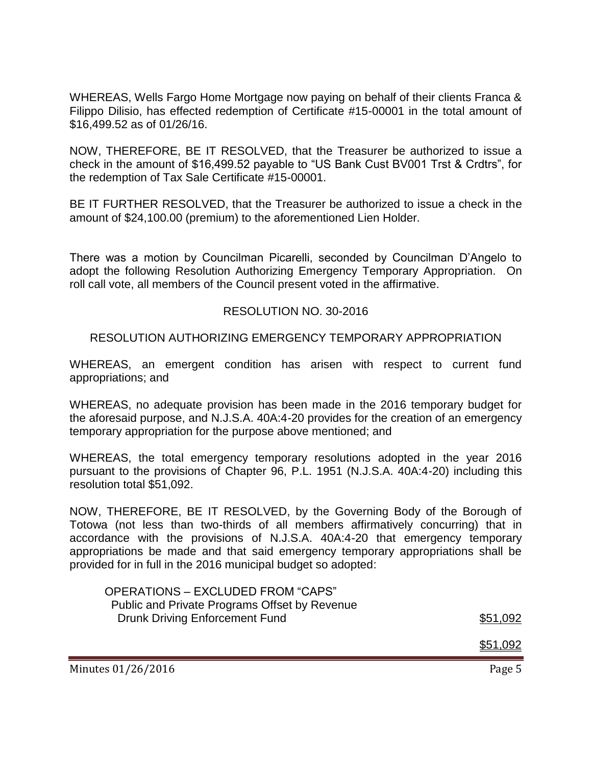WHEREAS, Wells Fargo Home Mortgage now paying on behalf of their clients Franca & Filippo Dilisio, has effected redemption of Certificate #15-00001 in the total amount of $16,499.52 as of 01/26/16.

NOW, THEREFORE, BE IT RESOLVED, that the Treasurer be authorized to issue a check in the amount of $16,499.52 payable to "US Bank Cust BV001 Trst & Crdtrs", for the redemption of Tax Sale Certificate #15-00001.

BE IT FURTHER RESOLVED, that the Treasurer be authorized to issue a check in the amount of $24,100.00 (premium) to the aforementioned Lien Holder.

There was a motion by Councilman Picarelli, seconded by Councilman D'Angelo to adopt the following Resolution Authorizing Emergency Temporary Appropriation. On roll call vote, all members of the Council present voted in the affirmative.

RESOLUTION NO. 30-2016

RESOLUTION AUTHORIZING EMERGENCY TEMPORARY APPROPRIATION

WHEREAS, an emergent condition has arisen with respect to current fund appropriations; and

WHEREAS, no adequate provision has been made in the 2016 temporary budget for the aforesaid purpose, and N.J.S.A. 40A:4-20 provides for the creation of an emergency temporary appropriation for the purpose above mentioned; and

WHEREAS, the total emergency temporary resolutions adopted in the year 2016 pursuant to the provisions of Chapter 96, P.L. 1951 (N.J.S.A. 40A:4-20) including this resolution total $51,092.

NOW, THEREFORE, BE IT RESOLVED, by the Governing Body of the Borough of Totowa (not less than two-thirds of all members affirmatively concurring) that in accordance with the provisions of N.J.S.A. 40A:4-20 that emergency temporary appropriations be made and that said emergency temporary appropriations shall be provided for in full in the 2016 municipal budget so adopted:

| | |
|---|---|
| OPERATIONS – EXCLUDED FROM "CAPS" | |
| Public and Private Programs Offset by Revenue | |
| Drunk Driving Enforcement Fund | $51,092 |
| | $51,092 |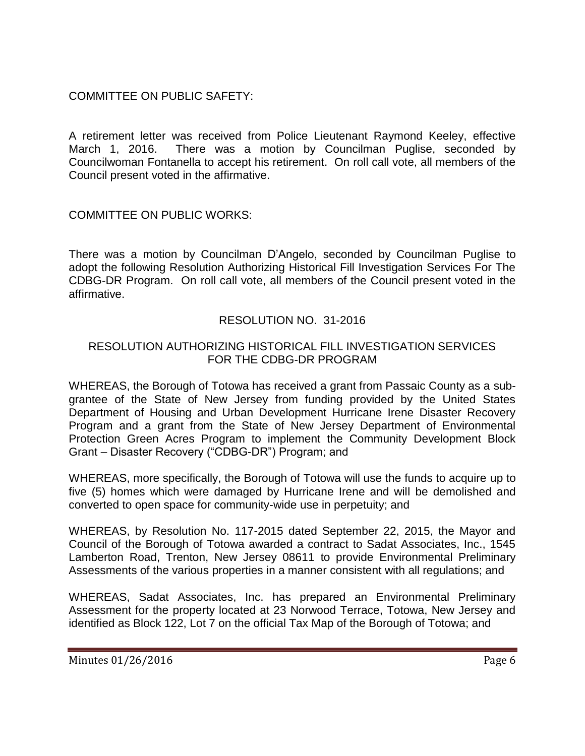COMMITTEE ON PUBLIC SAFETY:

A retirement letter was received from Police Lieutenant Raymond Keeley, effective March 1, 2016. There was a motion by Councilman Puglise, seconded by Councilwoman Fontanella to accept his retirement. On roll call vote, all members of the Council present voted in the affirmative.

COMMITTEE ON PUBLIC WORKS:

There was a motion by Councilman D'Angelo, seconded by Councilman Puglise to adopt the following Resolution Authorizing Historical Fill Investigation Services For The CDBG-DR Program. On roll call vote, all members of the Council present voted in the affirmative.

RESOLUTION NO. 31-2016

RESOLUTION AUTHORIZING HISTORICAL FILL INVESTIGATION SERVICES FOR THE CDBG-DR PROGRAM

WHEREAS, the Borough of Totowa has received a grant from Passaic County as a sub-grantee of the State of New Jersey from funding provided by the United States Department of Housing and Urban Development Hurricane Irene Disaster Recovery Program and a grant from the State of New Jersey Department of Environmental Protection Green Acres Program to implement the Community Development Block Grant – Disaster Recovery ("CDBG-DR") Program; and

WHEREAS, more specifically, the Borough of Totowa will use the funds to acquire up to five (5) homes which were damaged by Hurricane Irene and will be demolished and converted to open space for community-wide use in perpetuity; and

WHEREAS, by Resolution No. 117-2015 dated September 22, 2015, the Mayor and Council of the Borough of Totowa awarded a contract to Sadat Associates, Inc., 1545 Lamberton Road, Trenton, New Jersey 08611 to provide Environmental Preliminary Assessments of the various properties in a manner consistent with all regulations; and

WHEREAS, Sadat Associates, Inc. has prepared an Environmental Preliminary Assessment for the property located at 23 Norwood Terrace, Totowa, New Jersey and identified as Block 122, Lot 7 on the official Tax Map of the Borough of Totowa; and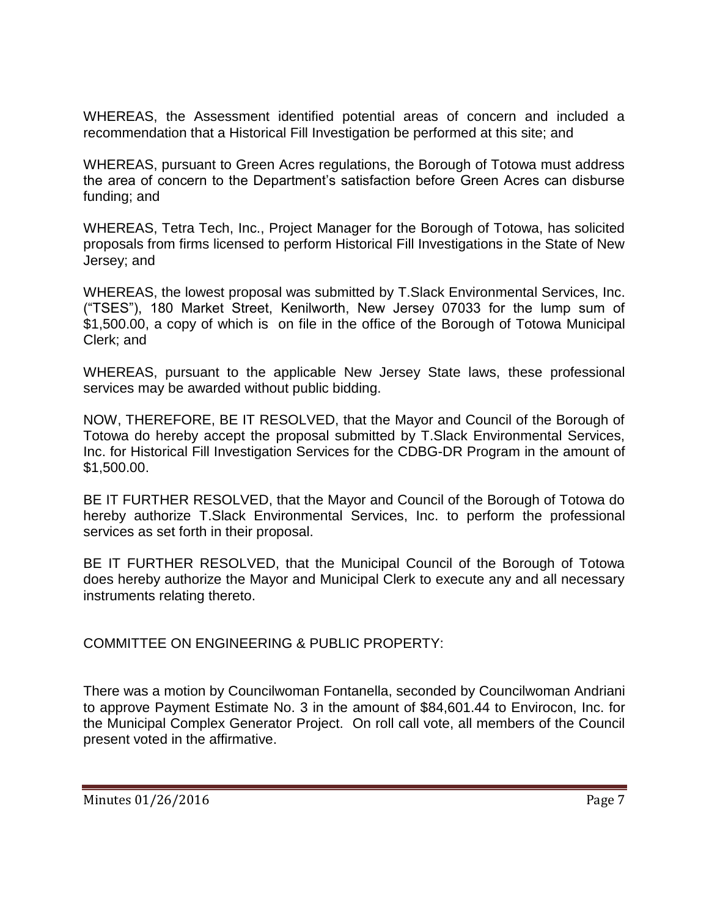WHEREAS, the Assessment identified potential areas of concern and included a recommendation that a Historical Fill Investigation be performed at this site; and

WHEREAS, pursuant to Green Acres regulations, the Borough of Totowa must address the area of concern to the Department's satisfaction before Green Acres can disburse funding; and

WHEREAS, Tetra Tech, Inc., Project Manager for the Borough of Totowa, has solicited proposals from firms licensed to perform Historical Fill Investigations in the State of New Jersey; and

WHEREAS, the lowest proposal was submitted by T.Slack Environmental Services, Inc. ("TSES"), 180 Market Street, Kenilworth, New Jersey 07033 for the lump sum of \$1,500.00, a copy of which is on file in the office of the Borough of Totowa Municipal Clerk; and

WHEREAS, pursuant to the applicable New Jersey State laws, these professional services may be awarded without public bidding.

NOW, THEREFORE, BE IT RESOLVED, that the Mayor and Council of the Borough of Totowa do hereby accept the proposal submitted by T.Slack Environmental Services, Inc. for Historical Fill Investigation Services for the CDBG-DR Program in the amount of \$1,500.00.

BE IT FURTHER RESOLVED, that the Mayor and Council of the Borough of Totowa do hereby authorize T.Slack Environmental Services, Inc. to perform the professional services as set forth in their proposal.

BE IT FURTHER RESOLVED, that the Municipal Council of the Borough of Totowa does hereby authorize the Mayor and Municipal Clerk to execute any and all necessary instruments relating thereto.

COMMITTEE ON ENGINEERING & PUBLIC PROPERTY:

There was a motion by Councilwoman Fontanella, seconded by Councilwoman Andriani to approve Payment Estimate No. 3 in the amount of \$84,601.44 to Envirocon, Inc. for the Municipal Complex Generator Project. On roll call vote, all members of the Council present voted in the affirmative.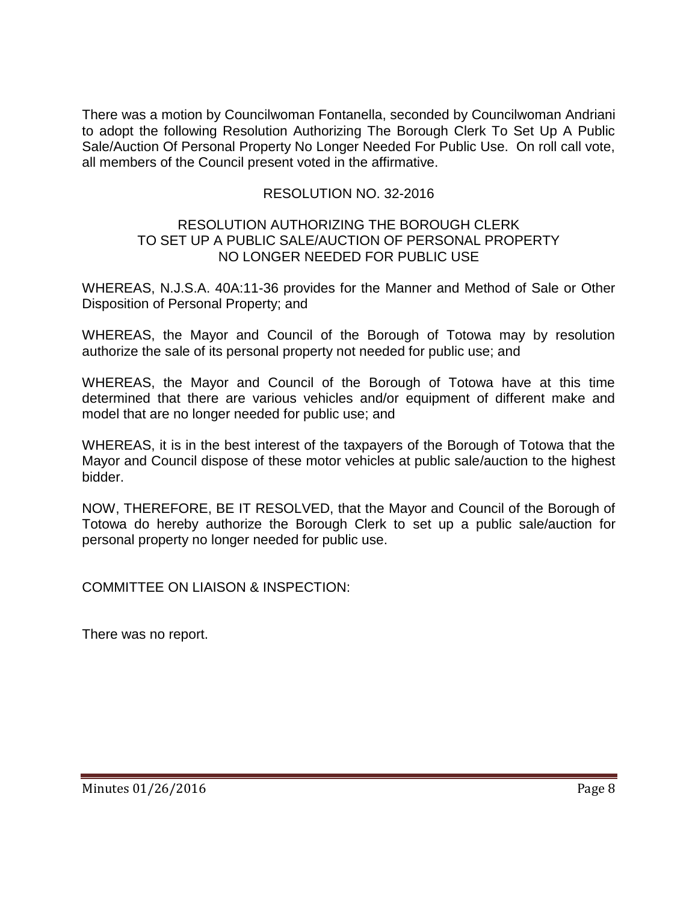There was a motion by Councilwoman Fontanella, seconded by Councilwoman Andriani to adopt the following Resolution Authorizing The Borough Clerk To Set Up A Public Sale/Auction Of Personal Property No Longer Needed For Public Use. On roll call vote, all members of the Council present voted in the affirmative.

RESOLUTION NO. 32-2016

RESOLUTION AUTHORIZING THE BOROUGH CLERK TO SET UP A PUBLIC SALE/AUCTION OF PERSONAL PROPERTY NO LONGER NEEDED FOR PUBLIC USE

WHEREAS, N.J.S.A. 40A:11-36 provides for the Manner and Method of Sale or Other Disposition of Personal Property; and

WHEREAS, the Mayor and Council of the Borough of Totowa may by resolution authorize the sale of its personal property not needed for public use; and

WHEREAS, the Mayor and Council of the Borough of Totowa have at this time determined that there are various vehicles and/or equipment of different make and model that are no longer needed for public use; and

WHEREAS, it is in the best interest of the taxpayers of the Borough of Totowa that the Mayor and Council dispose of these motor vehicles at public sale/auction to the highest bidder.

NOW, THEREFORE, BE IT RESOLVED, that the Mayor and Council of the Borough of Totowa do hereby authorize the Borough Clerk to set up a public sale/auction for personal property no longer needed for public use.

COMMITTEE ON LIAISON & INSPECTION:

There was no report.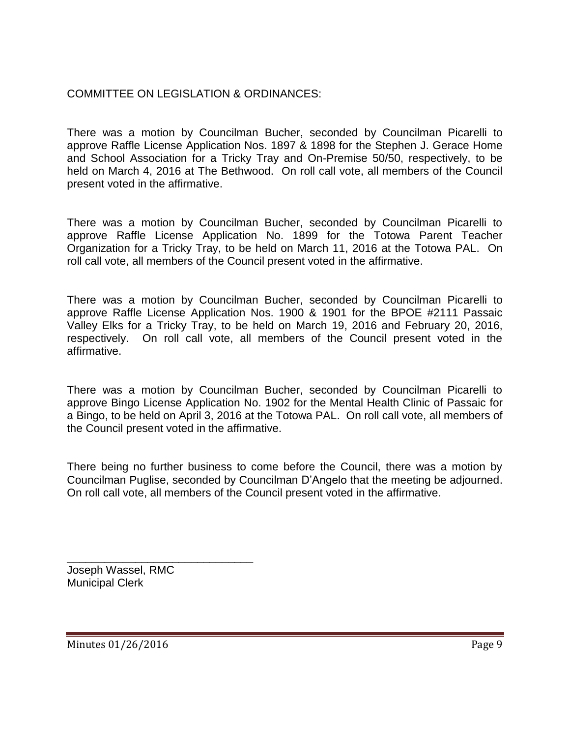COMMITTEE ON LEGISLATION & ORDINANCES:

There was a motion by Councilman Bucher, seconded by Councilman Picarelli to approve Raffle License Application Nos. 1897 & 1898 for the Stephen J. Gerace Home and School Association for a Tricky Tray and On-Premise 50/50, respectively, to be held on March 4, 2016 at The Bethwood. On roll call vote, all members of the Council present voted in the affirmative.

There was a motion by Councilman Bucher, seconded by Councilman Picarelli to approve Raffle License Application No. 1899 for the Totowa Parent Teacher Organization for a Tricky Tray, to be held on March 11, 2016 at the Totowa PAL. On roll call vote, all members of the Council present voted in the affirmative.

There was a motion by Councilman Bucher, seconded by Councilman Picarelli to approve Raffle License Application Nos. 1900 & 1901 for the BPOE #2111 Passaic Valley Elks for a Tricky Tray, to be held on March 19, 2016 and February 20, 2016, respectively. On roll call vote, all members of the Council present voted in the affirmative.

There was a motion by Councilman Bucher, seconded by Councilman Picarelli to approve Bingo License Application No. 1902 for the Mental Health Clinic of Passaic for a Bingo, to be held on April 3, 2016 at the Totowa PAL. On roll call vote, all members of the Council present voted in the affirmative.

There being no further business to come before the Council, there was a motion by Councilman Puglise, seconded by Councilman D'Angelo that the meeting be adjourned. On roll call vote, all members of the Council present voted in the affirmative.

\_\_\_\_\_\_\_\_\_\_\_\_\_\_\_\_\_\_\_\_\_\_\_\_\_\_\_\_\_\_\_

Joseph Wassel, RMC
Municipal Clerk